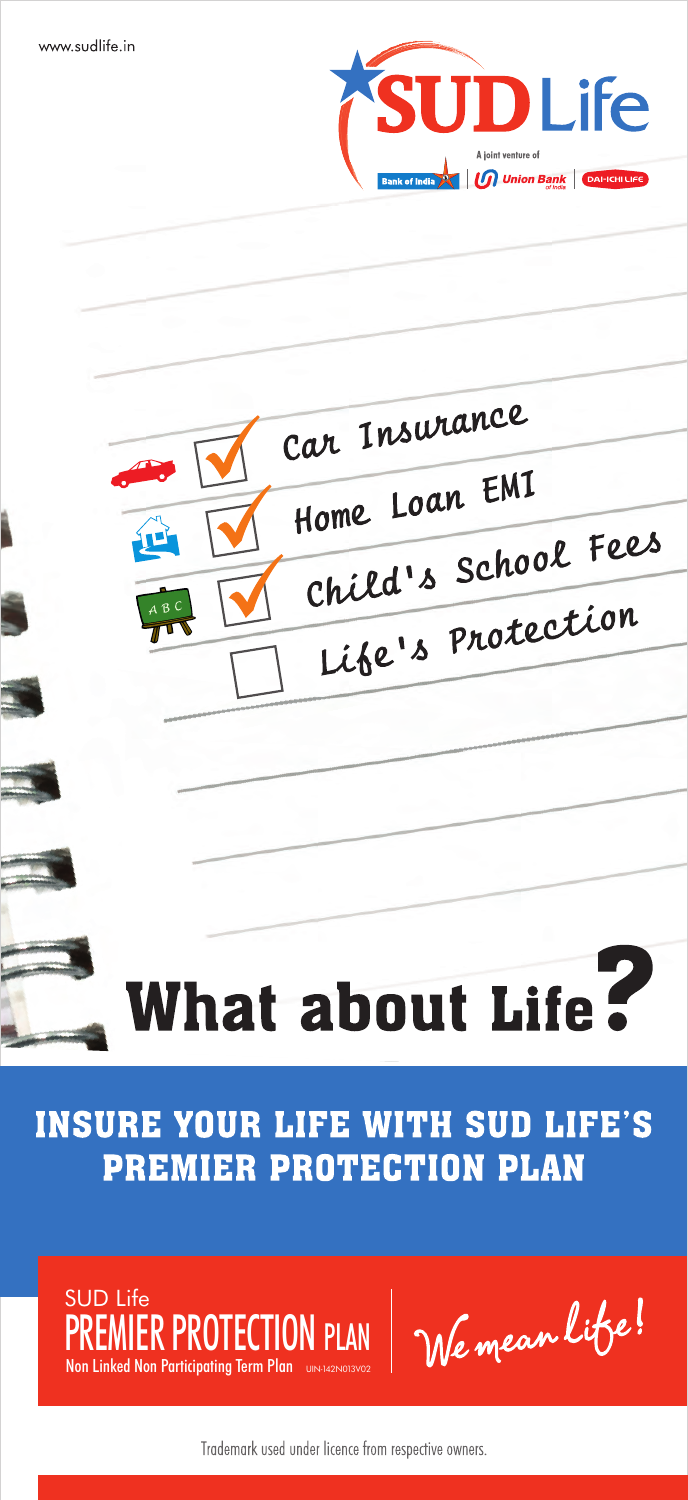www.sudlife.in

SUD Life

A joint venture of Bank of India | Union Bank of India | DAI-ICHI LIFE

- [x] Car Insurance
- [x] Home Loan EMI
- [x] Child's School Fees
- [ ] Life's Protection

# What about Life?

## INSURE YOUR LIFE WITH SUD LIFE'S PREMIER PROTECTION PLAN

SUD Life
**PREMIER PROTECTION PLAN**
Non Linked Non Participating Term Plan UIN-142N013V02

*We mean life!*

Trademark used under licence from respective owners.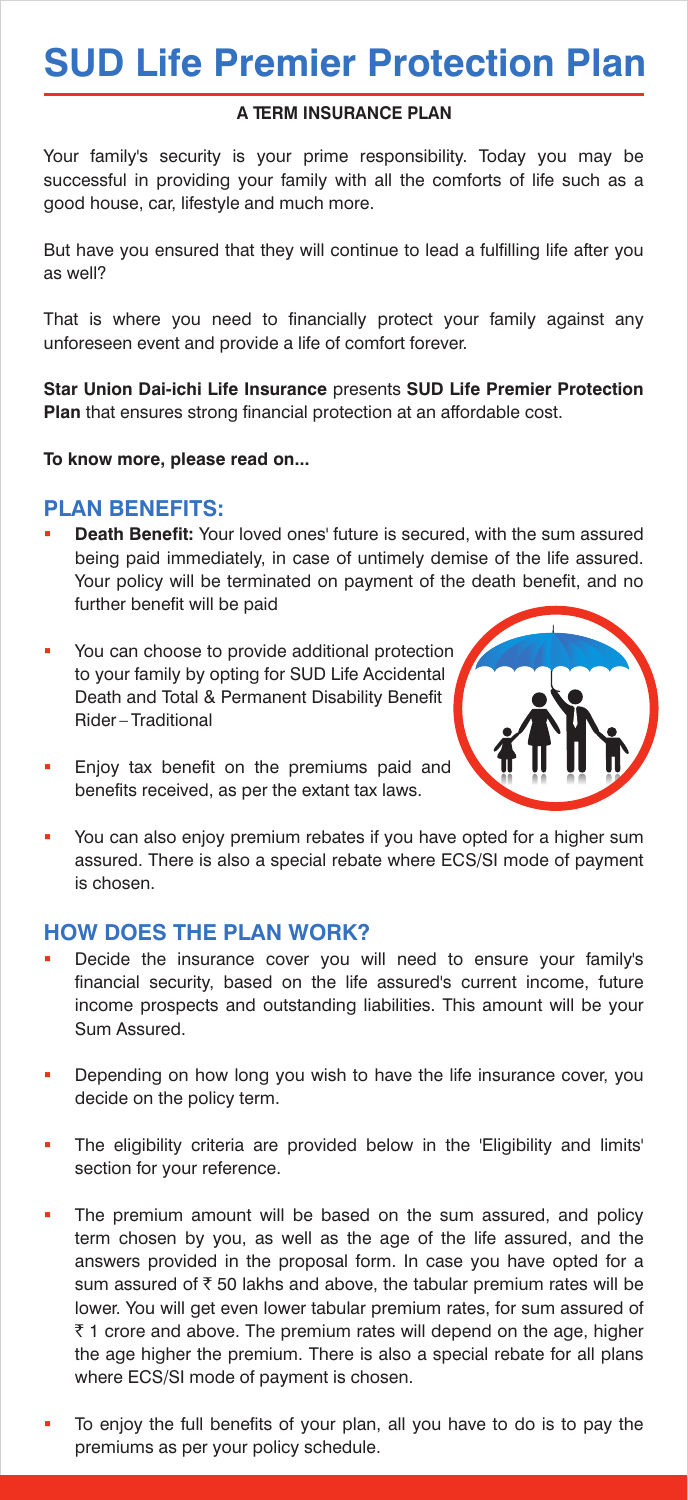# SUD Life Premier Protection Plan

**A TERM INSURANCE PLAN**

Your family's security is your prime responsibility. Today you may be successful in providing your family with all the comforts of life such as a good house, car, lifestyle and much more.

But have you ensured that they will continue to lead a fulfilling life after you as well?

That is where you need to financially protect your family against any unforeseen event and provide a life of comfort forever.

**Star Union Dai-ichi Life Insurance** presents **SUD Life Premier Protection Plan** that ensures strong financial protection at an affordable cost.

**To know more, please read on...**

## PLAN BENEFITS:

- **Death Benefit:** Your loved ones' future is secured, with the sum assured being paid immediately, in case of untimely demise of the life assured. Your policy will be terminated on payment of the death benefit, and no further benefit will be paid
- You can choose to provide additional protection to your family by opting for SUD Life Accidental Death and Total & Permanent Disability Benefit Rider – Traditional
- Enjoy tax benefit on the premiums paid and benefits received, as per the extant tax laws.
- You can also enjoy premium rebates if you have opted for a higher sum assured. There is also a special rebate where ECS/SI mode of payment is chosen.

## HOW DOES THE PLAN WORK?

- Decide the insurance cover you will need to ensure your family's financial security, based on the life assured's current income, future income prospects and outstanding liabilities. This amount will be your Sum Assured.
- Depending on how long you wish to have the life insurance cover, you decide on the policy term.
- The eligibility criteria are provided below in the 'Eligibility and limits' section for your reference.
- The premium amount will be based on the sum assured, and policy term chosen by you, as well as the age of the life assured, and the answers provided in the proposal form. In case you have opted for a sum assured of ₹ 50 lakhs and above, the tabular premium rates will be lower. You will get even lower tabular premium rates, for sum assured of ₹ 1 crore and above. The premium rates will depend on the age, higher the age higher the premium. There is also a special rebate for all plans where ECS/SI mode of payment is chosen.
- To enjoy the full benefits of your plan, all you have to do is to pay the premiums as per your policy schedule.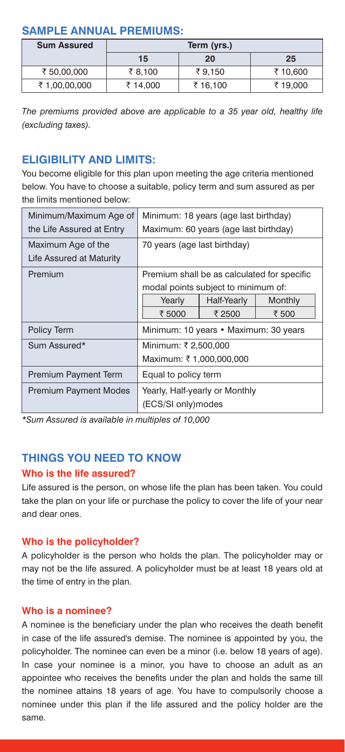## SAMPLE ANNUAL PREMIUMS:

| Sum Assured | Term (yrs.) | | |
|---|---|---|---|
| | 15 | 20 | 25 |
| ₹ 50,00,000 | ₹ 8,100 | ₹ 9,150 | ₹ 10,600 |
| ₹ 1,00,00,000 | ₹ 14,000 | ₹ 16,100 | ₹ 19,000 |

*The premiums provided above are applicable to a 35 year old, healthy life (excluding taxes).*

## ELIGIBILITY AND LIMITS:

You become eligible for this plan upon meeting the age criteria mentioned below. You have to choose a suitable, policy term and sum assured as per the limits mentioned below:

| | |
|---|---|
| Minimum/Maximum Age of the Life Assured at Entry | Minimum: 18 years (age last birthday)<br>Maximum: 60 years (age last birthday) |
| Maximum Age of the Life Assured at Maturity | 70 years (age last birthday) |
| Premium | Premium shall be as calculated for specific modal points subject to minimum of:<br>Yearly: ₹ 5000 · Half-Yearly: ₹ 2500 · Monthly: ₹ 500 |
| Policy Term | Minimum: 10 years • Maximum: 30 years |
| Sum Assured* | Minimum: ₹ 2,500,000<br>Maximum: ₹ 1,000,000,000 |
| Premium Payment Term | Equal to policy term |
| Premium Payment Modes | Yearly, Half-yearly or Monthly (ECS/SI only)modes |

*\*Sum Assured is available in multiples of 10,000*

## THINGS YOU NEED TO KNOW

### Who is the life assured?

Life assured is the person, on whose life the plan has been taken. You could take the plan on your life or purchase the policy to cover the life of your near and dear ones.

### Who is the policyholder?

A policyholder is the person who holds the plan. The policyholder may or may not be the life assured. A policyholder must be at least 18 years old at the time of entry in the plan.

### Who is a nominee?

A nominee is the beneficiary under the plan who receives the death benefit in case of the life assured's demise. The nominee is appointed by you, the policyholder. The nominee can even be a minor (i.e. below 18 years of age). In case your nominee is a minor, you have to choose an adult as an appointee who receives the benefits under the plan and holds the same till the nominee attains 18 years of age. You have to compulsorily choose a nominee under this plan if the life assured and the policy holder are the same.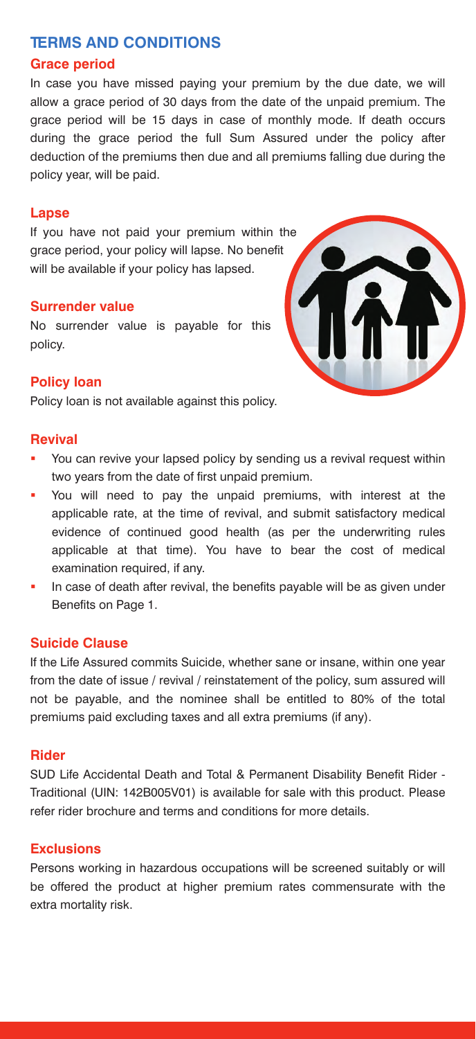## TERMS AND CONDITIONS

### Grace period

In case you have missed paying your premium by the due date, we will allow a grace period of 30 days from the date of the unpaid premium. The grace period will be 15 days in case of monthly mode. If death occurs during the grace period the full Sum Assured under the policy after deduction of the premiums then due and all premiums falling due during the policy year, will be paid.

### Lapse

If you have not paid your premium within the grace period, your policy will lapse. No benefit will be available if your policy has lapsed.

### Surrender value

No surrender value is payable for this policy.

### Policy loan

Policy loan is not available against this policy.

### Revival

- You can revive your lapsed policy by sending us a revival request within two years from the date of first unpaid premium.
- You will need to pay the unpaid premiums, with interest at the applicable rate, at the time of revival, and submit satisfactory medical evidence of continued good health (as per the underwriting rules applicable at that time). You have to bear the cost of medical examination required, if any.
- In case of death after revival, the benefits payable will be as given under Benefits on Page 1.

### Suicide Clause

If the Life Assured commits Suicide, whether sane or insane, within one year from the date of issue / revival / reinstatement of the policy, sum assured will not be payable, and the nominee shall be entitled to 80% of the total premiums paid excluding taxes and all extra premiums (if any).

### Rider

SUD Life Accidental Death and Total & Permanent Disability Benefit Rider - Traditional (UIN: 142B005V01) is available for sale with this product. Please refer rider brochure and terms and conditions for more details.

### Exclusions

Persons working in hazardous occupations will be screened suitably or will be offered the product at higher premium rates commensurate with the extra mortality risk.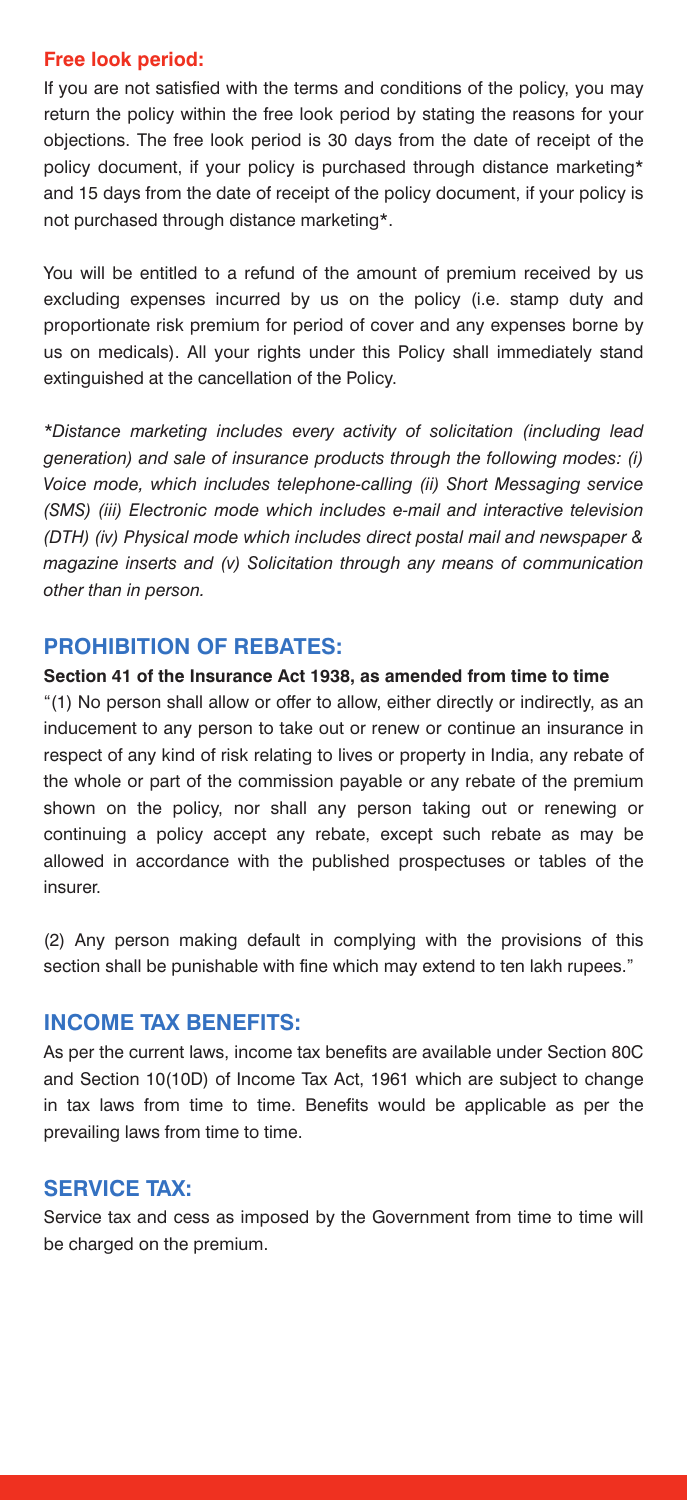## Free look period:

If you are not satisfied with the terms and conditions of the policy, you may return the policy within the free look period by stating the reasons for your objections. The free look period is 30 days from the date of receipt of the policy document, if your policy is purchased through distance marketing* and 15 days from the date of receipt of the policy document, if your policy is not purchased through distance marketing*.

You will be entitled to a refund of the amount of premium received by us excluding expenses incurred by us on the policy (i.e. stamp duty and proportionate risk premium for period of cover and any expenses borne by us on medicals). All your rights under this Policy shall immediately stand extinguished at the cancellation of the Policy.

*\*Distance marketing includes every activity of solicitation (including lead generation) and sale of insurance products through the following modes: (i) Voice mode, which includes telephone-calling (ii) Short Messaging service (SMS) (iii) Electronic mode which includes e-mail and interactive television (DTH) (iv) Physical mode which includes direct postal mail and newspaper & magazine inserts and (v) Solicitation through any means of communication other than in person.*

## PROHIBITION OF REBATES:

**Section 41 of the Insurance Act 1938, as amended from time to time**

"(1) No person shall allow or offer to allow, either directly or indirectly, as an inducement to any person to take out or renew or continue an insurance in respect of any kind of risk relating to lives or property in India, any rebate of the whole or part of the commission payable or any rebate of the premium shown on the policy, nor shall any person taking out or renewing or continuing a policy accept any rebate, except such rebate as may be allowed in accordance with the published prospectuses or tables of the insurer.

(2) Any person making default in complying with the provisions of this section shall be punishable with fine which may extend to ten lakh rupees."

## INCOME TAX BENEFITS:

As per the current laws, income tax benefits are available under Section 80C and Section 10(10D) of Income Tax Act, 1961 which are subject to change in tax laws from time to time. Benefits would be applicable as per the prevailing laws from time to time.

## SERVICE TAX:

Service tax and cess as imposed by the Government from time to time will be charged on the premium.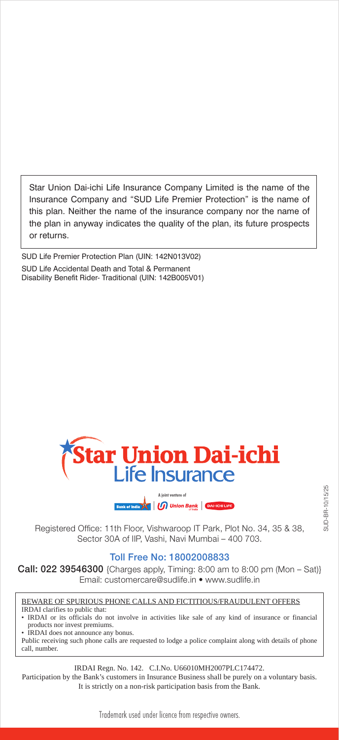Star Union Dai-ichi Life Insurance Company Limited is the name of the Insurance Company and "SUD Life Premier Protection" is the name of this plan. Neither the name of the insurance company nor the name of the plan in anyway indicates the quality of the plan, its future prospects or returns.

SUD Life Premier Protection Plan (UIN: 142N013V02)

SUD Life Accidental Death and Total & Permanent Disability Benefit Rider- Traditional (UIN: 142B005V01)

Star Union Dai-ichi Life Insurance

A joint venture of Bank of India | Union Bank of India | DAI-ICHI LIFE

SUD-BR-10/15/25

Registered Office: 11th Floor, Vishwaroop IT Park, Plot No. 34, 35 & 38, Sector 30A of IIP, Vashi, Navi Mumbai – 400 703.

**Toll Free No: 18002008833**

**Call: 022 39546300** {Charges apply, Timing: 8:00 am to 8:00 pm (Mon – Sat)}

Email: customercare@sudlife.in • www.sudlife.in

BEWARE OF SPURIOUS PHONE CALLS AND FICTITIOUS/FRAUDULENT OFFERS

IRDAI clarifies to public that:

- IRDAI or its officials do not involve in activities like sale of any kind of insurance or financial products nor invest premiums.
- IRDAI does not announce any bonus.

Public receiving such phone calls are requested to lodge a police complaint along with details of phone call, number.

IRDAI Regn. No. 142. C.I.No. U66010MH2007PLC174472.

Participation by the Bank's customers in Insurance Business shall be purely on a voluntary basis. It is strictly on a non-risk participation basis from the Bank.

Trademark used under licence from respective owners.